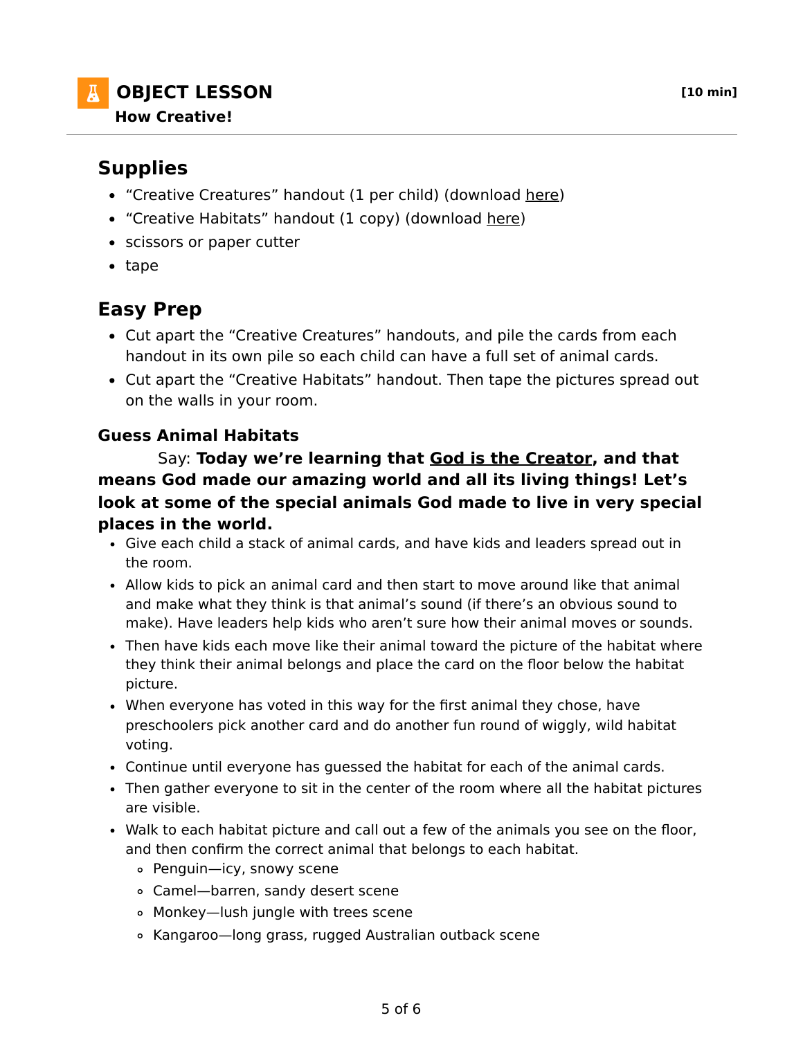# OBJECT LESSON

**How Creative!**

**[10 min]**

## Supplies

- "Creative Creatures" handout (1 per child) (download here)
- "Creative Habitats" handout (1 copy) (download here)
- scissors or paper cutter
- tape

## Easy Prep

- Cut apart the "Creative Creatures" handouts, and pile the cards from each handout in its own pile so each child can have a full set of animal cards.
- Cut apart the "Creative Habitats" handout. Then tape the pictures spread out on the walls in your room.

### Guess Animal Habitats

Say: **Today we're learning that God is the Creator, and that means God made our amazing world and all its living things! Let's look at some of the special animals God made to live in very special places in the world.**

- Give each child a stack of animal cards, and have kids and leaders spread out in the room.
- Allow kids to pick an animal card and then start to move around like that animal and make what they think is that animal's sound (if there's an obvious sound to make). Have leaders help kids who aren't sure how their animal moves or sounds.
- Then have kids each move like their animal toward the picture of the habitat where they think their animal belongs and place the card on the floor below the habitat picture.
- When everyone has voted in this way for the first animal they chose, have preschoolers pick another card and do another fun round of wiggly, wild habitat voting.
- Continue until everyone has guessed the habitat for each of the animal cards.
- Then gather everyone to sit in the center of the room where all the habitat pictures are visible.
- Walk to each habitat picture and call out a few of the animals you see on the floor, and then confirm the correct animal that belongs to each habitat.
  - Penguin—icy, snowy scene
  - Camel—barren, sandy desert scene
  - Monkey—lush jungle with trees scene
  - Kangaroo—long grass, rugged Australian outback scene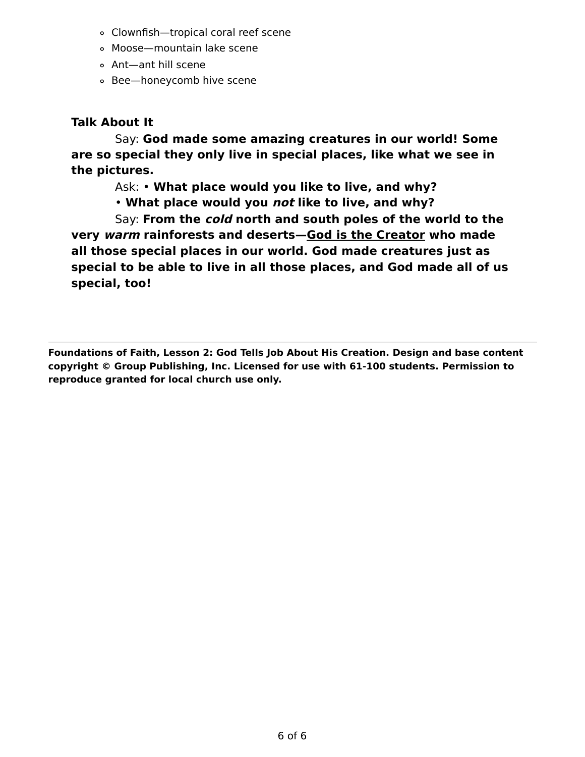- Clownfish—tropical coral reef scene
- Moose—mountain lake scene
- Ant—ant hill scene
- Bee—honeycomb hive scene

**Talk About It**

Say: **God made some amazing creatures in our world! Some are so special they only live in special places, like what we see in the pictures.**

Ask: • **What place would you like to live, and why?**

• **What place would you *not* like to live, and why?**

Say: **From the *cold* north and south poles of the world to the very *warm* rainforests and deserts—<u>God is the Creator</u> who made all those special places in our world. God made creatures just as special to be able to live in all those places, and God made all of us special, too!**

---

**Foundations of Faith, Lesson 2: God Tells Job About His Creation. Design and base content copyright © Group Publishing, Inc. Licensed for use with 61-100 students. Permission to reproduce granted for local church use only.**